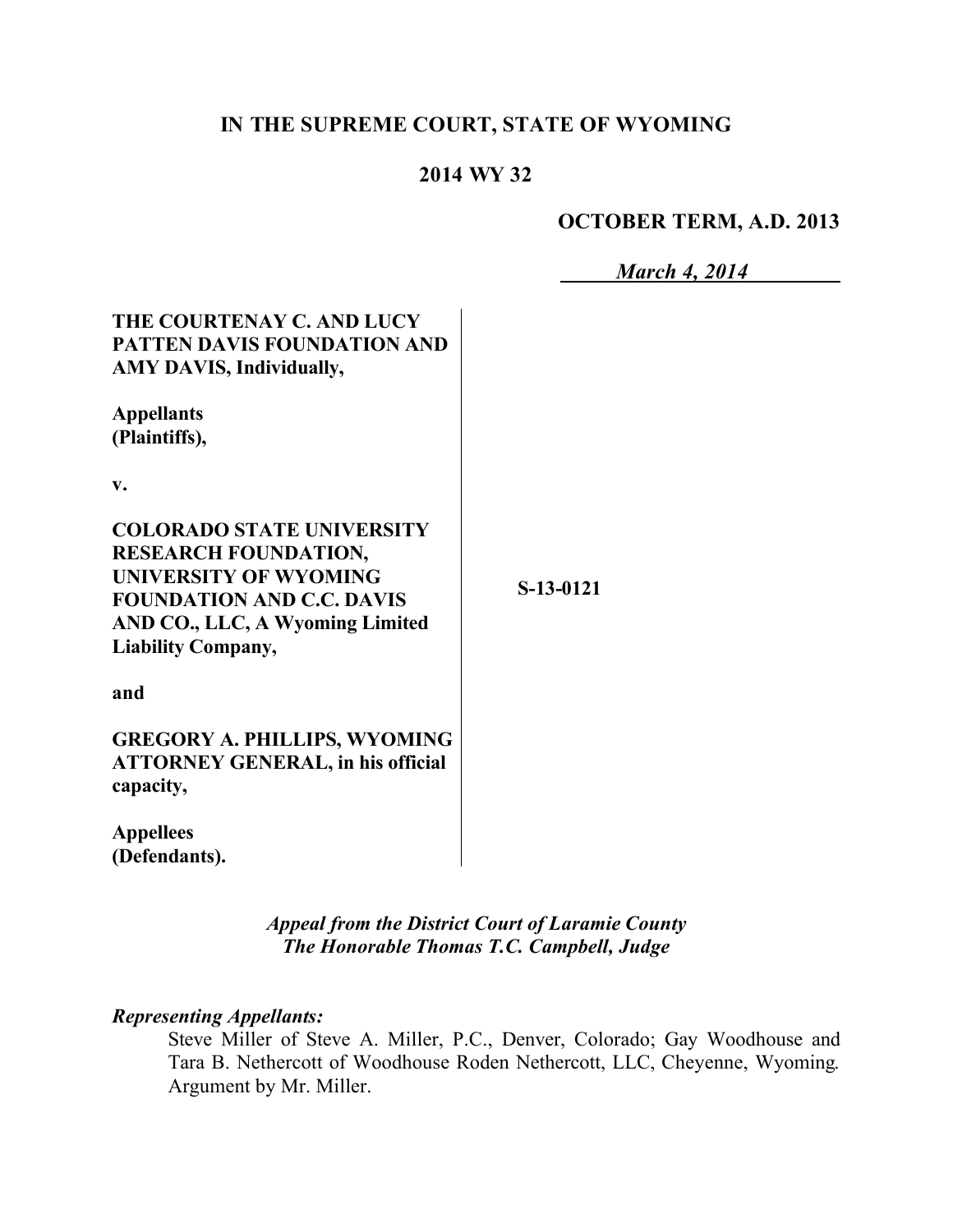**IN THE SUPREME COURT, STATE OF WYOMING**

**2014 WY 32**

**OCTOBER TERM, A.D. 2013**

*March 4, 2014*

**THE COURTENAY C. AND LUCY PATTEN DAVIS FOUNDATION AND AMY DAVIS, Individually,**

**Appellants (Plaintiffs),**

**v.**

**COLORADO STATE UNIVERSITY RESEARCH FOUNDATION, UNIVERSITY OF WYOMING FOUNDATION AND C.C. DAVIS AND CO., LLC, A Wyoming Limited Liability Company,**

**and**

**GREGORY A. PHILLIPS, WYOMING ATTORNEY GENERAL, in his official capacity,**

**Appellees (Defendants).**

**S-13-0121**

*Appeal from the District Court of Laramie County*
*The Honorable Thomas T.C. Campbell, Judge*

***Representing Appellants:***

Steve Miller of Steve A. Miller, P.C., Denver, Colorado; Gay Woodhouse and Tara B. Nethercott of Woodhouse Roden Nethercott, LLC, Cheyenne, Wyoming. Argument by Mr. Miller.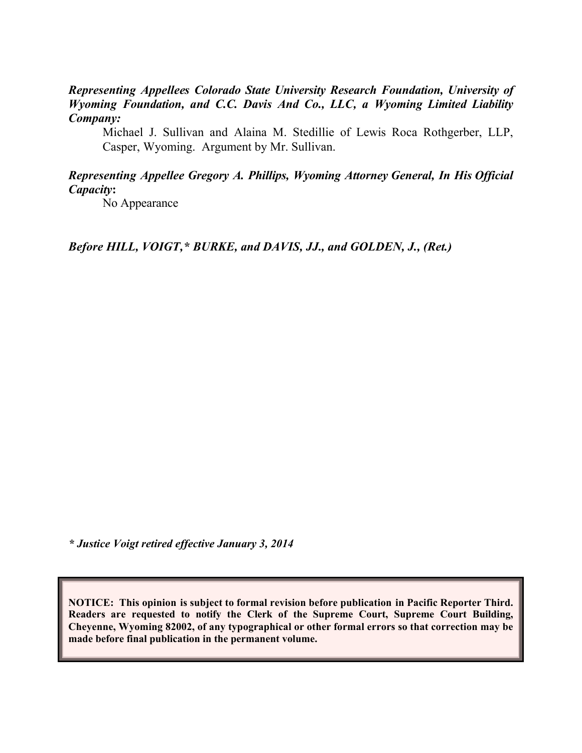***Representing Appellees Colorado State University Research Foundation, University of Wyoming Foundation, and C.C. Davis And Co., LLC, a Wyoming Limited Liability Company:***

Michael J. Sullivan and Alaina M. Stedillie of Lewis Roca Rothgerber, LLP, Casper, Wyoming. Argument by Mr. Sullivan.

***Representing Appellee Gregory A. Phillips, Wyoming Attorney General, In His Official Capacity*:**

No Appearance

***Before HILL, VOIGT,\* BURKE, and DAVIS, JJ., and GOLDEN, J., (Ret.)***

*\* Justice Voigt retired effective January 3, 2014*

**NOTICE: This opinion is subject to formal revision before publication in Pacific Reporter Third. Readers are requested to notify the Clerk of the Supreme Court, Supreme Court Building, Cheyenne, Wyoming 82002, of any typographical or other formal errors so that correction may be made before final publication in the permanent volume.**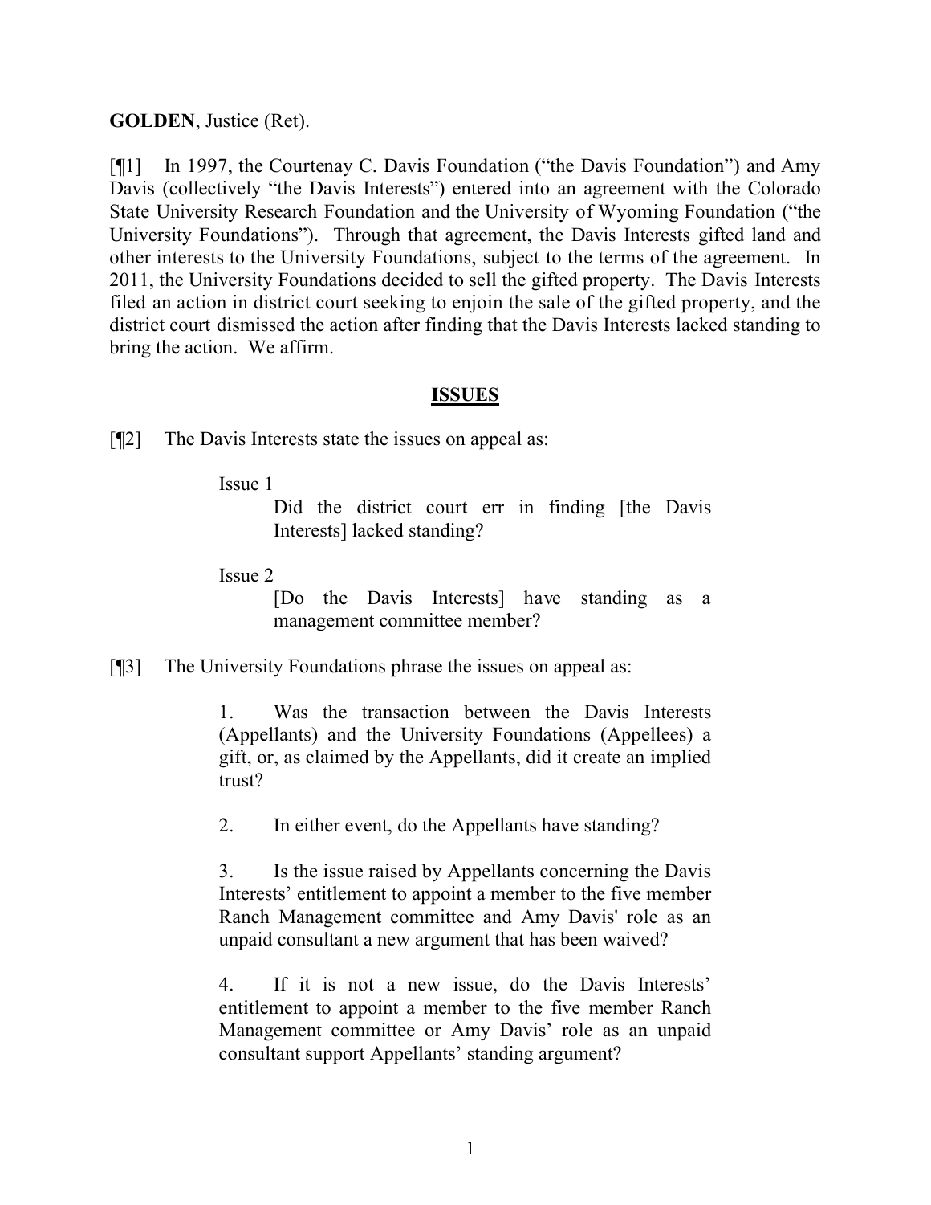**GOLDEN**, Justice (Ret).

[¶1] In 1997, the Courtenay C. Davis Foundation ("the Davis Foundation") and Amy Davis (collectively "the Davis Interests") entered into an agreement with the Colorado State University Research Foundation and the University of Wyoming Foundation ("the University Foundations"). Through that agreement, the Davis Interests gifted land and other interests to the University Foundations, subject to the terms of the agreement. In 2011, the University Foundations decided to sell the gifted property. The Davis Interests filed an action in district court seeking to enjoin the sale of the gifted property, and the district court dismissed the action after finding that the Davis Interests lacked standing to bring the action. We affirm.

## ISSUES

[¶2] The Davis Interests state the issues on appeal as:

> Issue 1
>
> Did the district court err in finding [the Davis Interests] lacked standing?
>
> Issue 2
>
> [Do the Davis Interests] have standing as a management committee member?

[¶3] The University Foundations phrase the issues on appeal as:

> 1. Was the transaction between the Davis Interests (Appellants) and the University Foundations (Appellees) a gift, or, as claimed by the Appellants, did it create an implied trust?
>
> 2. In either event, do the Appellants have standing?
>
> 3. Is the issue raised by Appellants concerning the Davis Interests' entitlement to appoint a member to the five member Ranch Management committee and Amy Davis' role as an unpaid consultant a new argument that has been waived?
>
> 4. If it is not a new issue, do the Davis Interests' entitlement to appoint a member to the five member Ranch Management committee or Amy Davis' role as an unpaid consultant support Appellants' standing argument?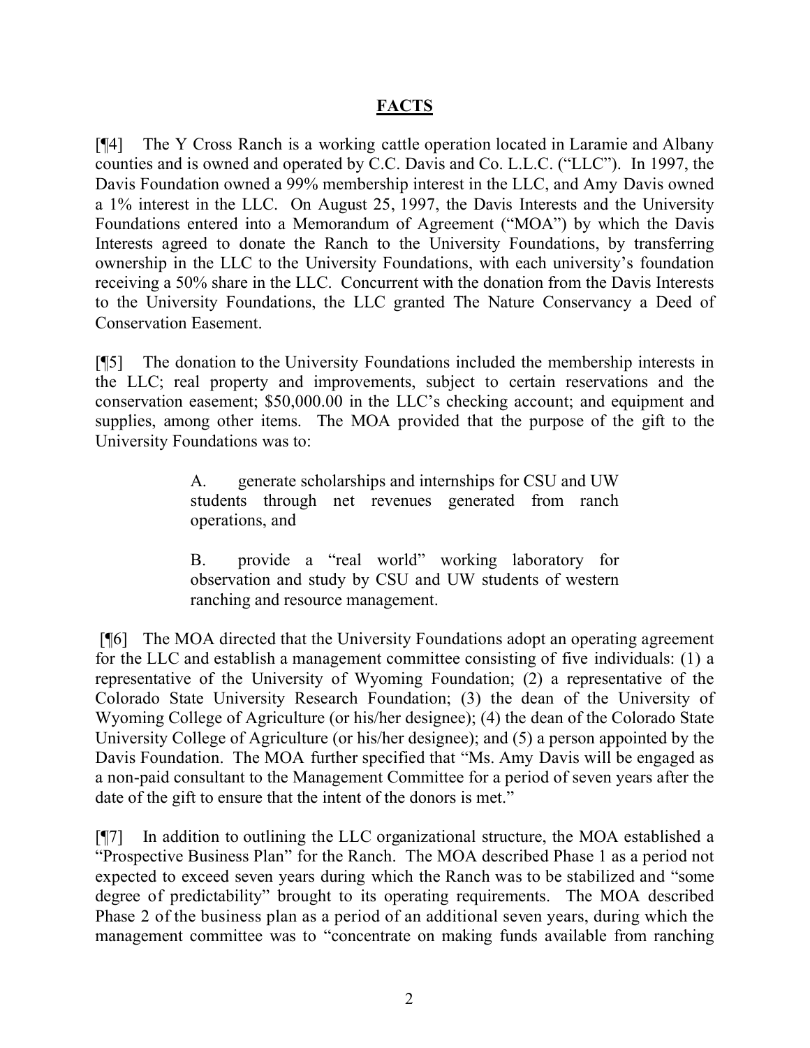# FACTS

[¶4] The Y Cross Ranch is a working cattle operation located in Laramie and Albany counties and is owned and operated by C.C. Davis and Co. L.L.C. ("LLC"). In 1997, the Davis Foundation owned a 99% membership interest in the LLC, and Amy Davis owned a 1% interest in the LLC. On August 25, 1997, the Davis Interests and the University Foundations entered into a Memorandum of Agreement ("MOA") by which the Davis Interests agreed to donate the Ranch to the University Foundations, by transferring ownership in the LLC to the University Foundations, with each university's foundation receiving a 50% share in the LLC. Concurrent with the donation from the Davis Interests to the University Foundations, the LLC granted The Nature Conservancy a Deed of Conservation Easement.

[¶5] The donation to the University Foundations included the membership interests in the LLC; real property and improvements, subject to certain reservations and the conservation easement; $50,000.00 in the LLC's checking account; and equipment and supplies, among other items. The MOA provided that the purpose of the gift to the University Foundations was to:

> A. generate scholarships and internships for CSU and UW students through net revenues generated from ranch operations, and
>
> B. provide a "real world" working laboratory for observation and study by CSU and UW students of western ranching and resource management.

[¶6] The MOA directed that the University Foundations adopt an operating agreement for the LLC and establish a management committee consisting of five individuals: (1) a representative of the University of Wyoming Foundation; (2) a representative of the Colorado State University Research Foundation; (3) the dean of the University of Wyoming College of Agriculture (or his/her designee); (4) the dean of the Colorado State University College of Agriculture (or his/her designee); and (5) a person appointed by the Davis Foundation. The MOA further specified that "Ms. Amy Davis will be engaged as a non-paid consultant to the Management Committee for a period of seven years after the date of the gift to ensure that the intent of the donors is met."

[¶7] In addition to outlining the LLC organizational structure, the MOA established a "Prospective Business Plan" for the Ranch. The MOA described Phase 1 as a period not expected to exceed seven years during which the Ranch was to be stabilized and "some degree of predictability" brought to its operating requirements. The MOA described Phase 2 of the business plan as a period of an additional seven years, during which the management committee was to "concentrate on making funds available from ranching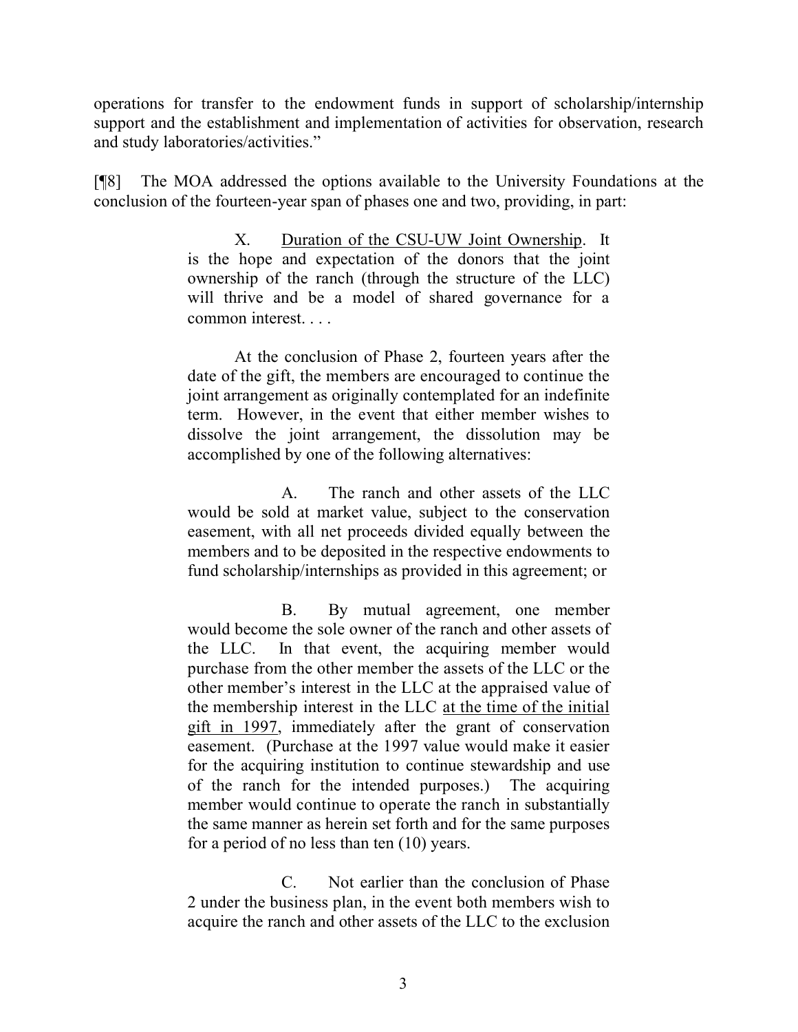operations for transfer to the endowment funds in support of scholarship/internship support and the establishment and implementation of activities for observation, research and study laboratories/activities."

[¶8] The MOA addressed the options available to the University Foundations at the conclusion of the fourteen-year span of phases one and two, providing, in part:

> X. Duration of the CSU-UW Joint Ownership. It is the hope and expectation of the donors that the joint ownership of the ranch (through the structure of the LLC) will thrive and be a model of shared governance for a common interest. . . .
>
> At the conclusion of Phase 2, fourteen years after the date of the gift, the members are encouraged to continue the joint arrangement as originally contemplated for an indefinite term. However, in the event that either member wishes to dissolve the joint arrangement, the dissolution may be accomplished by one of the following alternatives:
>
> A. The ranch and other assets of the LLC would be sold at market value, subject to the conservation easement, with all net proceeds divided equally between the members and to be deposited in the respective endowments to fund scholarship/internships as provided in this agreement; or
>
> B. By mutual agreement, one member would become the sole owner of the ranch and other assets of the LLC. In that event, the acquiring member would purchase from the other member the assets of the LLC or the other member's interest in the LLC at the appraised value of the membership interest in the LLC at the time of the initial gift in 1997, immediately after the grant of conservation easement. (Purchase at the 1997 value would make it easier for the acquiring institution to continue stewardship and use of the ranch for the intended purposes.) The acquiring member would continue to operate the ranch in substantially the same manner as herein set forth and for the same purposes for a period of no less than ten (10) years.
>
> C. Not earlier than the conclusion of Phase 2 under the business plan, in the event both members wish to acquire the ranch and other assets of the LLC to the exclusion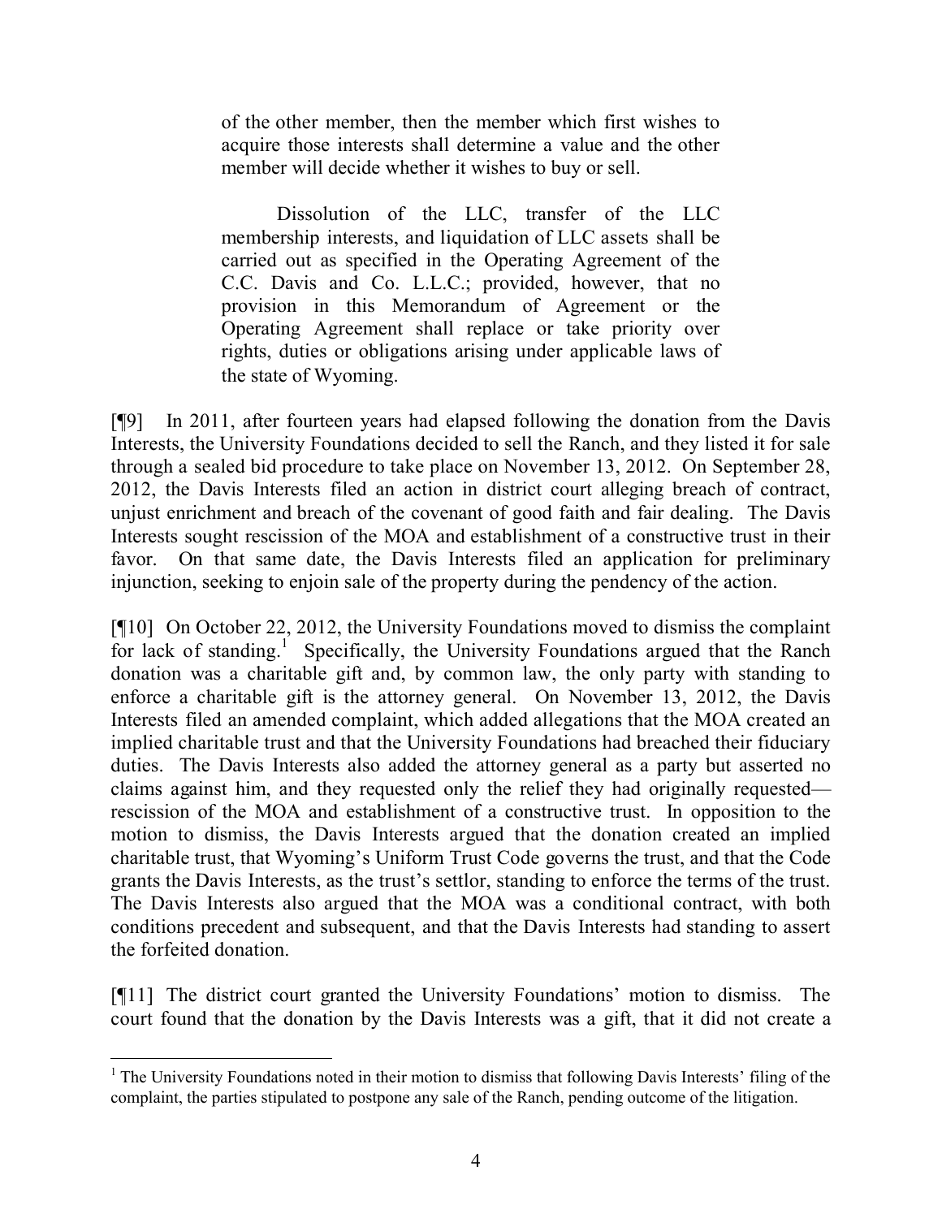> of the other member, then the member which first wishes to acquire those interests shall determine a value and the other member will decide whether it wishes to buy or sell.
>
> Dissolution of the LLC, transfer of the LLC membership interests, and liquidation of LLC assets shall be carried out as specified in the Operating Agreement of the C.C. Davis and Co. L.L.C.; provided, however, that no provision in this Memorandum of Agreement or the Operating Agreement shall replace or take priority over rights, duties or obligations arising under applicable laws of the state of Wyoming.

[¶9] In 2011, after fourteen years had elapsed following the donation from the Davis Interests, the University Foundations decided to sell the Ranch, and they listed it for sale through a sealed bid procedure to take place on November 13, 2012. On September 28, 2012, the Davis Interests filed an action in district court alleging breach of contract, unjust enrichment and breach of the covenant of good faith and fair dealing. The Davis Interests sought rescission of the MOA and establishment of a constructive trust in their favor. On that same date, the Davis Interests filed an application for preliminary injunction, seeking to enjoin sale of the property during the pendency of the action.

[¶10] On October 22, 2012, the University Foundations moved to dismiss the complaint for lack of standing.[1] Specifically, the University Foundations argued that the Ranch donation was a charitable gift and, by common law, the only party with standing to enforce a charitable gift is the attorney general. On November 13, 2012, the Davis Interests filed an amended complaint, which added allegations that the MOA created an implied charitable trust and that the University Foundations had breached their fiduciary duties. The Davis Interests also added the attorney general as a party but asserted no claims against him, and they requested only the relief they had originally requested—rescission of the MOA and establishment of a constructive trust. In opposition to the motion to dismiss, the Davis Interests argued that the donation created an implied charitable trust, that Wyoming's Uniform Trust Code governs the trust, and that the Code grants the Davis Interests, as the trust's settlor, standing to enforce the terms of the trust. The Davis Interests also argued that the MOA was a conditional contract, with both conditions precedent and subsequent, and that the Davis Interests had standing to assert the forfeited donation.

[¶11] The district court granted the University Foundations' motion to dismiss. The court found that the donation by the Davis Interests was a gift, that it did not create a

[1] The University Foundations noted in their motion to dismiss that following Davis Interests' filing of the complaint, the parties stipulated to postpone any sale of the Ranch, pending outcome of the litigation.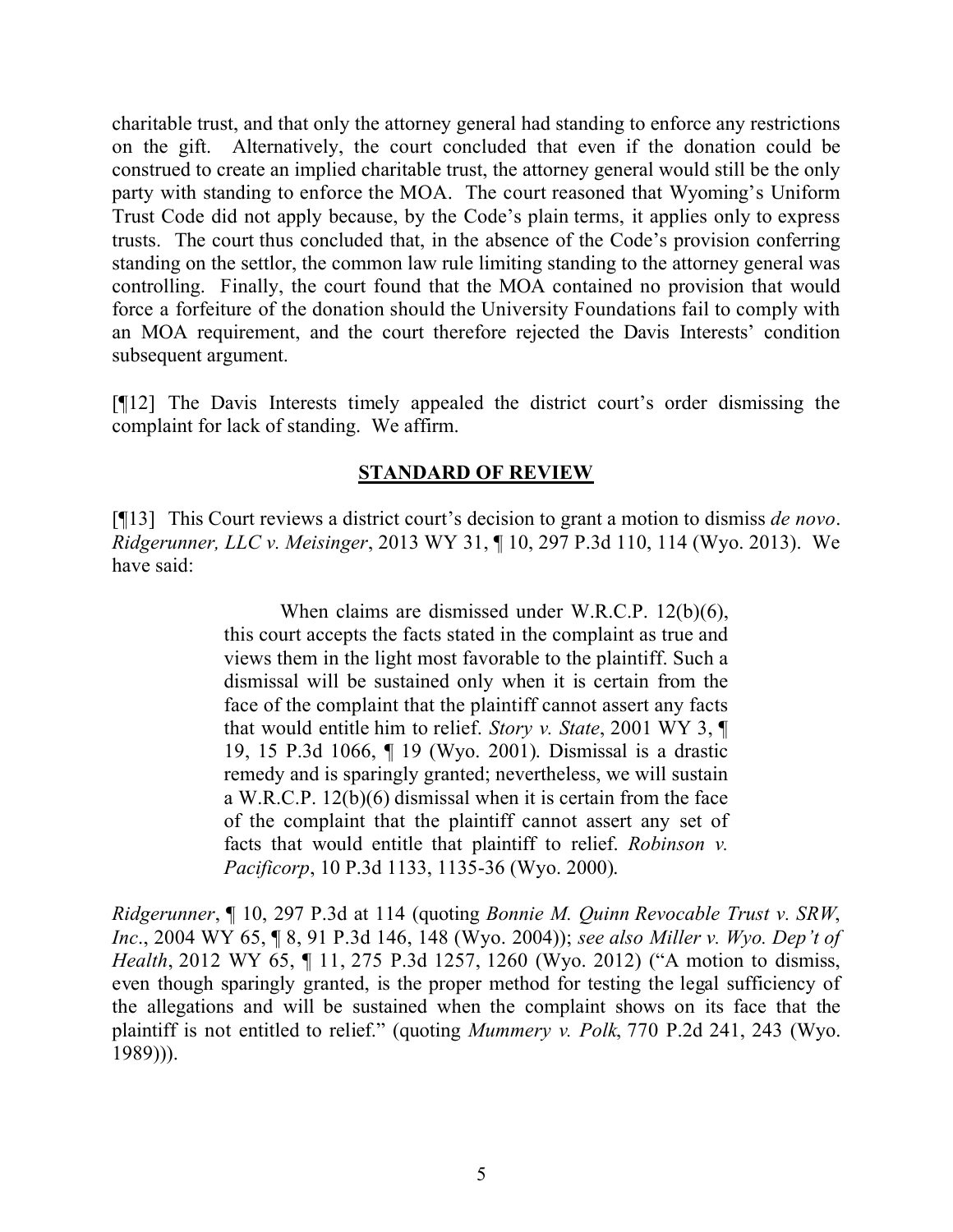charitable trust, and that only the attorney general had standing to enforce any restrictions on the gift. Alternatively, the court concluded that even if the donation could be construed to create an implied charitable trust, the attorney general would still be the only party with standing to enforce the MOA. The court reasoned that Wyoming's Uniform Trust Code did not apply because, by the Code's plain terms, it applies only to express trusts. The court thus concluded that, in the absence of the Code's provision conferring standing on the settlor, the common law rule limiting standing to the attorney general was controlling. Finally, the court found that the MOA contained no provision that would force a forfeiture of the donation should the University Foundations fail to comply with an MOA requirement, and the court therefore rejected the Davis Interests' condition subsequent argument.

[¶12] The Davis Interests timely appealed the district court's order dismissing the complaint for lack of standing. We affirm.

## STANDARD OF REVIEW

[¶13] This Court reviews a district court's decision to grant a motion to dismiss *de novo*. *Ridgerunner, LLC v. Meisinger*, 2013 WY 31, ¶ 10, 297 P.3d 110, 114 (Wyo. 2013). We have said:

> When claims are dismissed under W.R.C.P. 12(b)(6), this court accepts the facts stated in the complaint as true and views them in the light most favorable to the plaintiff. Such a dismissal will be sustained only when it is certain from the face of the complaint that the plaintiff cannot assert any facts that would entitle him to relief. *Story v. State*, 2001 WY 3, ¶ 19, 15 P.3d 1066, ¶ 19 (Wyo. 2001). Dismissal is a drastic remedy and is sparingly granted; nevertheless, we will sustain a W.R.C.P. 12(b)(6) dismissal when it is certain from the face of the complaint that the plaintiff cannot assert any set of facts that would entitle that plaintiff to relief. *Robinson v. Pacificorp*, 10 P.3d 1133, 1135-36 (Wyo. 2000).

*Ridgerunner*, ¶ 10, 297 P.3d at 114 (quoting *Bonnie M. Quinn Revocable Trust v. SRW, Inc.*, 2004 WY 65, ¶ 8, 91 P.3d 146, 148 (Wyo. 2004)); *see also Miller v. Wyo. Dep't of Health*, 2012 WY 65, ¶ 11, 275 P.3d 1257, 1260 (Wyo. 2012) ("A motion to dismiss, even though sparingly granted, is the proper method for testing the legal sufficiency of the allegations and will be sustained when the complaint shows on its face that the plaintiff is not entitled to relief." (quoting *Mummery v. Polk*, 770 P.2d 241, 243 (Wyo. 1989))).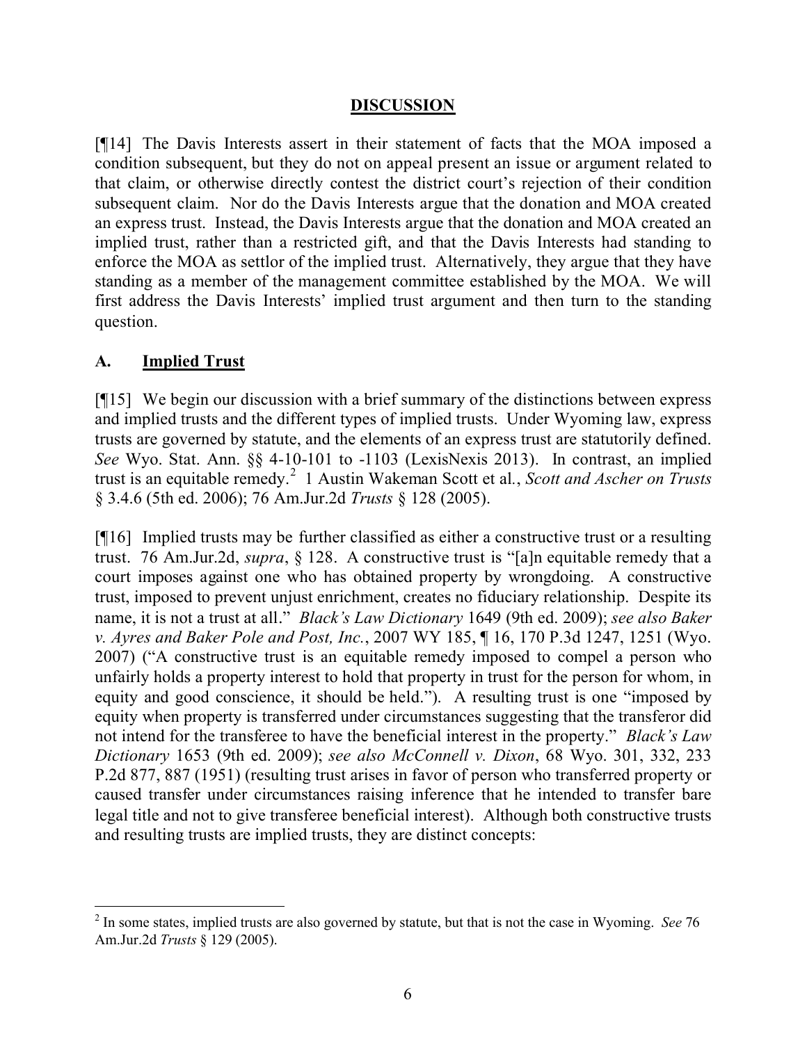## DISCUSSION

[¶14] The Davis Interests assert in their statement of facts that the MOA imposed a condition subsequent, but they do not on appeal present an issue or argument related to that claim, or otherwise directly contest the district court's rejection of their condition subsequent claim. Nor do the Davis Interests argue that the donation and MOA created an express trust. Instead, the Davis Interests argue that the donation and MOA created an implied trust, rather than a restricted gift, and that the Davis Interests had standing to enforce the MOA as settlor of the implied trust. Alternatively, they argue that they have standing as a member of the management committee established by the MOA. We will first address the Davis Interests' implied trust argument and then turn to the standing question.

### A. Implied Trust

[¶15] We begin our discussion with a brief summary of the distinctions between express and implied trusts and the different types of implied trusts. Under Wyoming law, express trusts are governed by statute, and the elements of an express trust are statutorily defined. *See* Wyo. Stat. Ann. §§ 4-10-101 to -1103 (LexisNexis 2013). In contrast, an implied trust is an equitable remedy.[2] 1 Austin Wakeman Scott et al., *Scott and Ascher on Trusts* § 3.4.6 (5th ed. 2006); 76 Am.Jur.2d *Trusts* § 128 (2005).

[¶16] Implied trusts may be further classified as either a constructive trust or a resulting trust. 76 Am.Jur.2d, *supra*, § 128. A constructive trust is "[a]n equitable remedy that a court imposes against one who has obtained property by wrongdoing. A constructive trust, imposed to prevent unjust enrichment, creates no fiduciary relationship. Despite its name, it is not a trust at all." *Black's Law Dictionary* 1649 (9th ed. 2009); *see also Baker v. Ayres and Baker Pole and Post, Inc.*, 2007 WY 185, ¶ 16, 170 P.3d 1247, 1251 (Wyo. 2007) ("A constructive trust is an equitable remedy imposed to compel a person who unfairly holds a property interest to hold that property in trust for the person for whom, in equity and good conscience, it should be held."). A resulting trust is one "imposed by equity when property is transferred under circumstances suggesting that the transferor did not intend for the transferee to have the beneficial interest in the property." *Black's Law Dictionary* 1653 (9th ed. 2009); *see also McConnell v. Dixon*, 68 Wyo. 301, 332, 233 P.2d 877, 887 (1951) (resulting trust arises in favor of person who transferred property or caused transfer under circumstances raising inference that he intended to transfer bare legal title and not to give transferee beneficial interest). Although both constructive trusts and resulting trusts are implied trusts, they are distinct concepts:

---

[2] In some states, implied trusts are also governed by statute, but that is not the case in Wyoming. *See* 76 Am.Jur.2d *Trusts* § 129 (2005).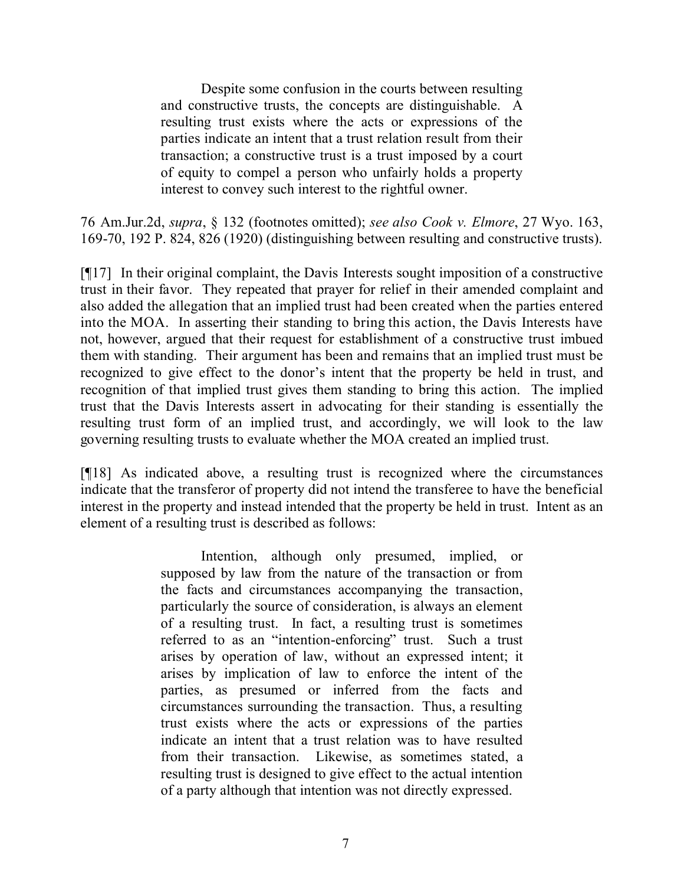> Despite some confusion in the courts between resulting and constructive trusts, the concepts are distinguishable. A resulting trust exists where the acts or expressions of the parties indicate an intent that a trust relation result from their transaction; a constructive trust is a trust imposed by a court of equity to compel a person who unfairly holds a property interest to convey such interest to the rightful owner.

76 Am.Jur.2d, *supra*, § 132 (footnotes omitted); *see also Cook v. Elmore*, 27 Wyo. 163, 169-70, 192 P. 824, 826 (1920) (distinguishing between resulting and constructive trusts).

[¶17] In their original complaint, the Davis Interests sought imposition of a constructive trust in their favor. They repeated that prayer for relief in their amended complaint and also added the allegation that an implied trust had been created when the parties entered into the MOA. In asserting their standing to bring this action, the Davis Interests have not, however, argued that their request for establishment of a constructive trust imbued them with standing. Their argument has been and remains that an implied trust must be recognized to give effect to the donor's intent that the property be held in trust, and recognition of that implied trust gives them standing to bring this action. The implied trust that the Davis Interests assert in advocating for their standing is essentially the resulting trust form of an implied trust, and accordingly, we will look to the law governing resulting trusts to evaluate whether the MOA created an implied trust.

[¶18] As indicated above, a resulting trust is recognized where the circumstances indicate that the transferor of property did not intend the transferee to have the beneficial interest in the property and instead intended that the property be held in trust. Intent as an element of a resulting trust is described as follows:

> Intention, although only presumed, implied, or supposed by law from the nature of the transaction or from the facts and circumstances accompanying the transaction, particularly the source of consideration, is always an element of a resulting trust. In fact, a resulting trust is sometimes referred to as an "intention-enforcing" trust. Such a trust arises by operation of law, without an expressed intent; it arises by implication of law to enforce the intent of the parties, as presumed or inferred from the facts and circumstances surrounding the transaction. Thus, a resulting trust exists where the acts or expressions of the parties indicate an intent that a trust relation was to have resulted from their transaction. Likewise, as sometimes stated, a resulting trust is designed to give effect to the actual intention of a party although that intention was not directly expressed.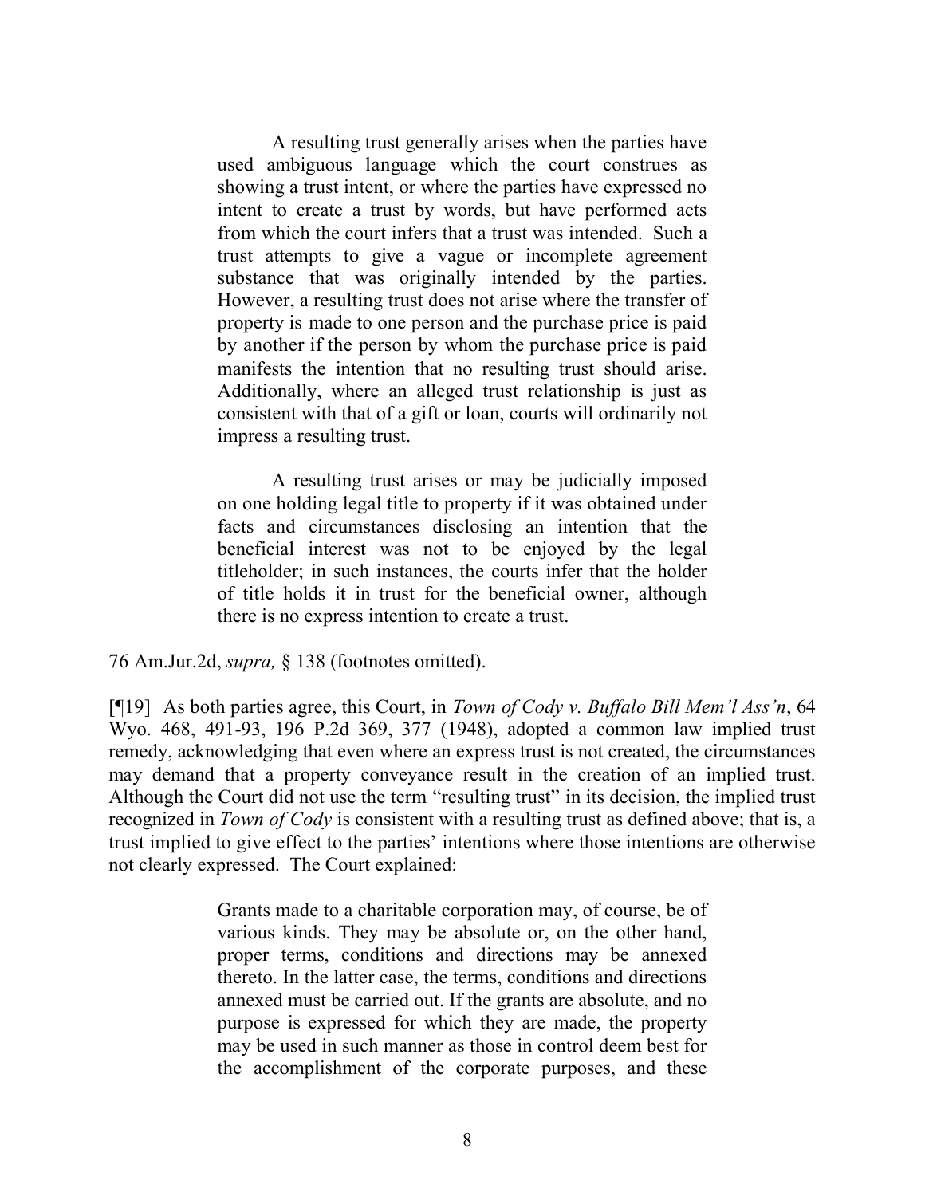> A resulting trust generally arises when the parties have used ambiguous language which the court construes as showing a trust intent, or where the parties have expressed no intent to create a trust by words, but have performed acts from which the court infers that a trust was intended. Such a trust attempts to give a vague or incomplete agreement substance that was originally intended by the parties. However, a resulting trust does not arise where the transfer of property is made to one person and the purchase price is paid by another if the person by whom the purchase price is paid manifests the intention that no resulting trust should arise. Additionally, where an alleged trust relationship is just as consistent with that of a gift or loan, courts will ordinarily not impress a resulting trust.
>
> A resulting trust arises or may be judicially imposed on one holding legal title to property if it was obtained under facts and circumstances disclosing an intention that the beneficial interest was not to be enjoyed by the legal titleholder; in such instances, the courts infer that the holder of title holds it in trust for the beneficial owner, although there is no express intention to create a trust.

76 Am.Jur.2d, *supra,* § 138 (footnotes omitted).

[¶19] As both parties agree, this Court, in *Town of Cody v. Buffalo Bill Mem'l Ass'n*, 64 Wyo. 468, 491-93, 196 P.2d 369, 377 (1948), adopted a common law implied trust remedy, acknowledging that even where an express trust is not created, the circumstances may demand that a property conveyance result in the creation of an implied trust. Although the Court did not use the term "resulting trust" in its decision, the implied trust recognized in *Town of Cody* is consistent with a resulting trust as defined above; that is, a trust implied to give effect to the parties' intentions where those intentions are otherwise not clearly expressed. The Court explained:

> Grants made to a charitable corporation may, of course, be of various kinds. They may be absolute or, on the other hand, proper terms, conditions and directions may be annexed thereto. In the latter case, the terms, conditions and directions annexed must be carried out. If the grants are absolute, and no purpose is expressed for which they are made, the property may be used in such manner as those in control deem best for the accomplishment of the corporate purposes, and these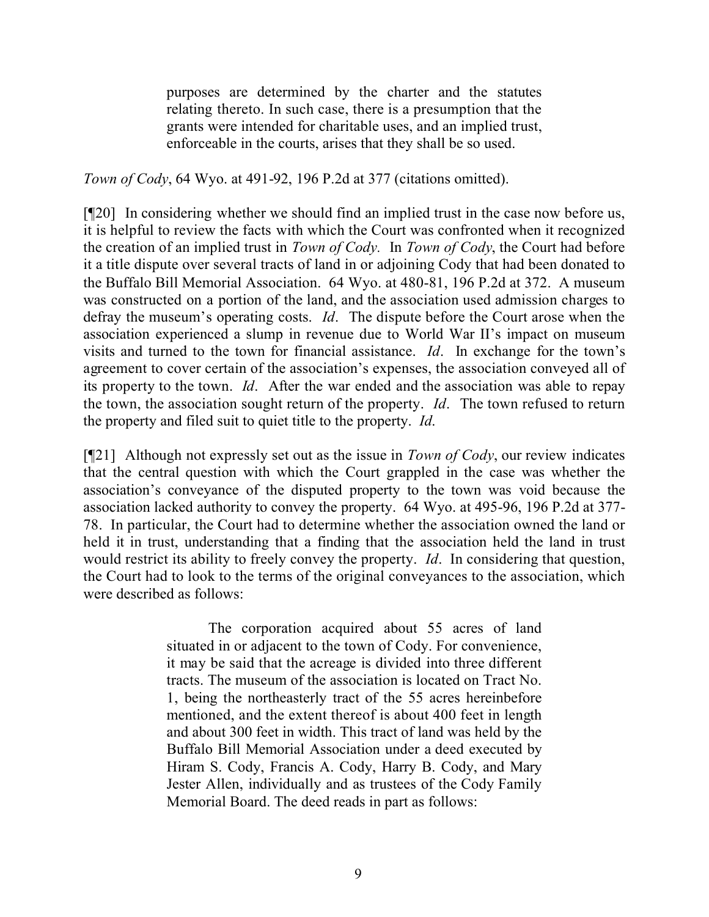> purposes are determined by the charter and the statutes relating thereto. In such case, there is a presumption that the grants were intended for charitable uses, and an implied trust, enforceable in the courts, arises that they shall be so used.

*Town of Cody*, 64 Wyo. at 491-92, 196 P.2d at 377 (citations omitted).

[¶20] In considering whether we should find an implied trust in the case now before us, it is helpful to review the facts with which the Court was confronted when it recognized the creation of an implied trust in *Town of Cody*. In *Town of Cody*, the Court had before it a title dispute over several tracts of land in or adjoining Cody that had been donated to the Buffalo Bill Memorial Association. 64 Wyo. at 480-81, 196 P.2d at 372. A museum was constructed on a portion of the land, and the association used admission charges to defray the museum's operating costs. *Id*. The dispute before the Court arose when the association experienced a slump in revenue due to World War II's impact on museum visits and turned to the town for financial assistance. *Id*. In exchange for the town's agreement to cover certain of the association's expenses, the association conveyed all of its property to the town. *Id*. After the war ended and the association was able to repay the town, the association sought return of the property. *Id*. The town refused to return the property and filed suit to quiet title to the property. *Id*.

[¶21] Although not expressly set out as the issue in *Town of Cody*, our review indicates that the central question with which the Court grappled in the case was whether the association's conveyance of the disputed property to the town was void because the association lacked authority to convey the property. 64 Wyo. at 495-96, 196 P.2d at 377-78. In particular, the Court had to determine whether the association owned the land or held it in trust, understanding that a finding that the association held the land in trust would restrict its ability to freely convey the property. *Id*. In considering that question, the Court had to look to the terms of the original conveyances to the association, which were described as follows:

> The corporation acquired about 55 acres of land situated in or adjacent to the town of Cody. For convenience, it may be said that the acreage is divided into three different tracts. The museum of the association is located on Tract No. 1, being the northeasterly tract of the 55 acres hereinbefore mentioned, and the extent thereof is about 400 feet in length and about 300 feet in width. This tract of land was held by the Buffalo Bill Memorial Association under a deed executed by Hiram S. Cody, Francis A. Cody, Harry B. Cody, and Mary Jester Allen, individually and as trustees of the Cody Family Memorial Board. The deed reads in part as follows: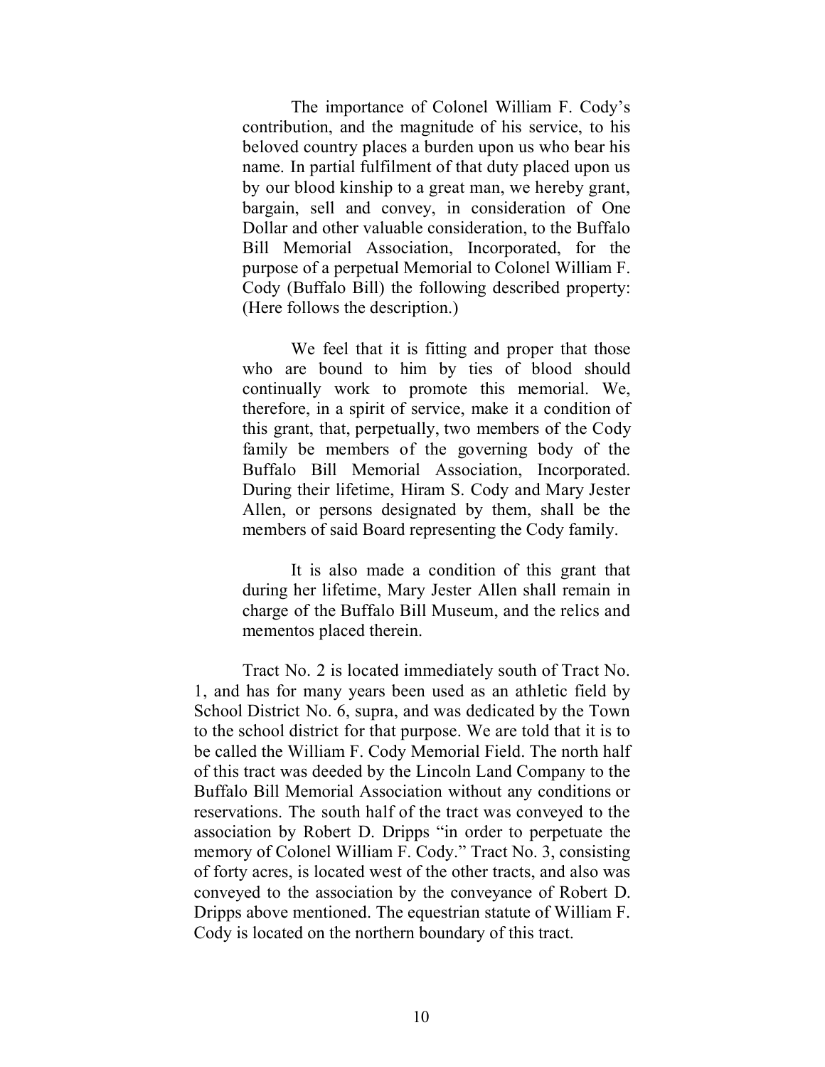> The importance of Colonel William F. Cody's contribution, and the magnitude of his service, to his beloved country places a burden upon us who bear his name. In partial fulfilment of that duty placed upon us by our blood kinship to a great man, we hereby grant, bargain, sell and convey, in consideration of One Dollar and other valuable consideration, to the Buffalo Bill Memorial Association, Incorporated, for the purpose of a perpetual Memorial to Colonel William F. Cody (Buffalo Bill) the following described property: (Here follows the description.)
>
> We feel that it is fitting and proper that those who are bound to him by ties of blood should continually work to promote this memorial. We, therefore, in a spirit of service, make it a condition of this grant, that, perpetually, two members of the Cody family be members of the governing body of the Buffalo Bill Memorial Association, Incorporated. During their lifetime, Hiram S. Cody and Mary Jester Allen, or persons designated by them, shall be the members of said Board representing the Cody family.
>
> It is also made a condition of this grant that during her lifetime, Mary Jester Allen shall remain in charge of the Buffalo Bill Museum, and the relics and mementos placed therein.

Tract No. 2 is located immediately south of Tract No. 1, and has for many years been used as an athletic field by School District No. 6, supra, and was dedicated by the Town to the school district for that purpose. We are told that it is to be called the William F. Cody Memorial Field. The north half of this tract was deeded by the Lincoln Land Company to the Buffalo Bill Memorial Association without any conditions or reservations. The south half of the tract was conveyed to the association by Robert D. Dripps "in order to perpetuate the memory of Colonel William F. Cody." Tract No. 3, consisting of forty acres, is located west of the other tracts, and also was conveyed to the association by the conveyance of Robert D. Dripps above mentioned. The equestrian statute of William F. Cody is located on the northern boundary of this tract.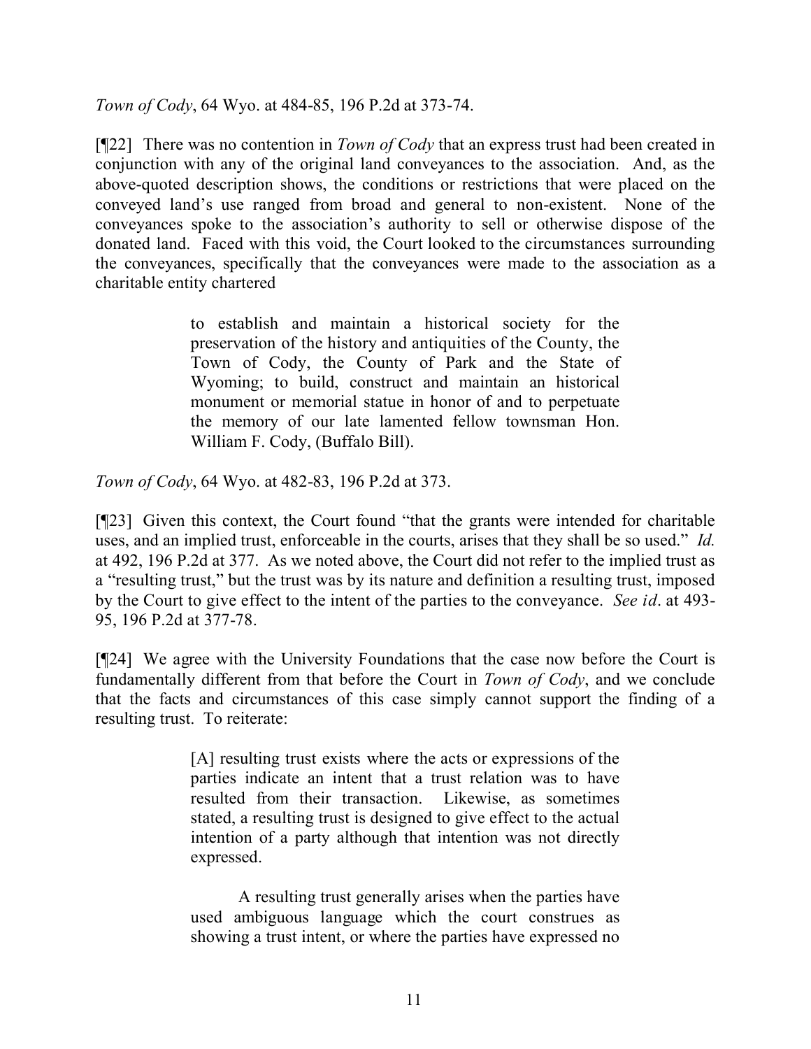*Town of Cody*, 64 Wyo. at 484-85, 196 P.2d at 373-74.

[¶22] There was no contention in *Town of Cody* that an express trust had been created in conjunction with any of the original land conveyances to the association. And, as the above-quoted description shows, the conditions or restrictions that were placed on the conveyed land's use ranged from broad and general to non-existent. None of the conveyances spoke to the association's authority to sell or otherwise dispose of the donated land. Faced with this void, the Court looked to the circumstances surrounding the conveyances, specifically that the conveyances were made to the association as a charitable entity chartered

> to establish and maintain a historical society for the preservation of the history and antiquities of the County, the Town of Cody, the County of Park and the State of Wyoming; to build, construct and maintain an historical monument or memorial statue in honor of and to perpetuate the memory of our late lamented fellow townsman Hon. William F. Cody, (Buffalo Bill).

*Town of Cody*, 64 Wyo. at 482-83, 196 P.2d at 373.

[¶23] Given this context, the Court found "that the grants were intended for charitable uses, and an implied trust, enforceable in the courts, arises that they shall be so used." *Id.* at 492, 196 P.2d at 377. As we noted above, the Court did not refer to the implied trust as a "resulting trust," but the trust was by its nature and definition a resulting trust, imposed by the Court to give effect to the intent of the parties to the conveyance. *See id*. at 493-95, 196 P.2d at 377-78.

[¶24] We agree with the University Foundations that the case now before the Court is fundamentally different from that before the Court in *Town of Cody*, and we conclude that the facts and circumstances of this case simply cannot support the finding of a resulting trust. To reiterate:

> [A] resulting trust exists where the acts or expressions of the parties indicate an intent that a trust relation was to have resulted from their transaction. Likewise, as sometimes stated, a resulting trust is designed to give effect to the actual intention of a party although that intention was not directly expressed.
>
> A resulting trust generally arises when the parties have used ambiguous language which the court construes as showing a trust intent, or where the parties have expressed no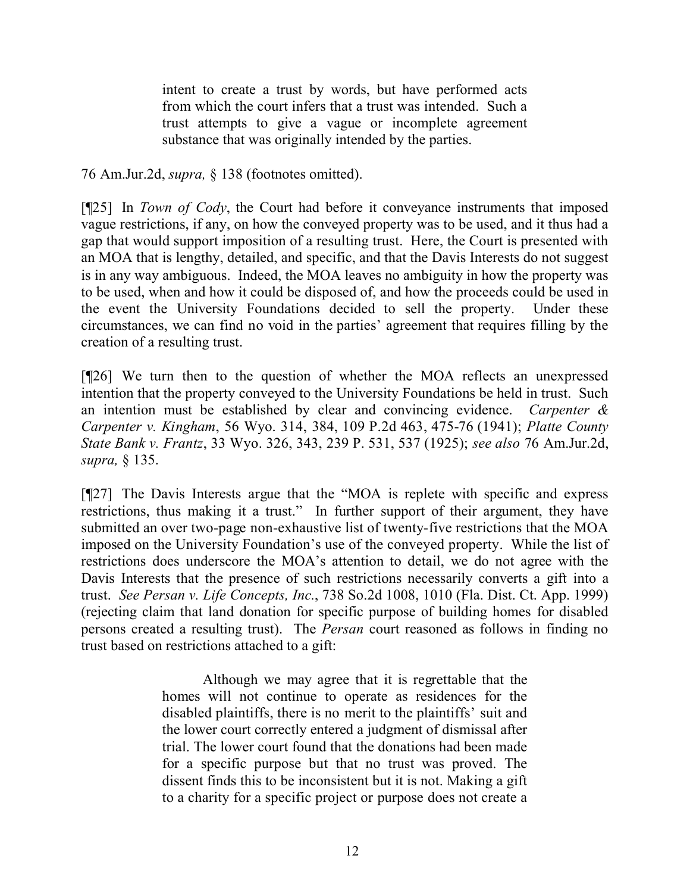> intent to create a trust by words, but have performed acts from which the court infers that a trust was intended. Such a trust attempts to give a vague or incomplete agreement substance that was originally intended by the parties.

76 Am.Jur.2d, *supra,* § 138 (footnotes omitted).

[¶25] In *Town of Cody*, the Court had before it conveyance instruments that imposed vague restrictions, if any, on how the conveyed property was to be used, and it thus had a gap that would support imposition of a resulting trust. Here, the Court is presented with an MOA that is lengthy, detailed, and specific, and that the Davis Interests do not suggest is in any way ambiguous. Indeed, the MOA leaves no ambiguity in how the property was to be used, when and how it could be disposed of, and how the proceeds could be used in the event the University Foundations decided to sell the property. Under these circumstances, we can find no void in the parties' agreement that requires filling by the creation of a resulting trust.

[¶26] We turn then to the question of whether the MOA reflects an unexpressed intention that the property conveyed to the University Foundations be held in trust. Such an intention must be established by clear and convincing evidence. *Carpenter & Carpenter v. Kingham*, 56 Wyo. 314, 384, 109 P.2d 463, 475-76 (1941); *Platte County State Bank v. Frantz*, 33 Wyo. 326, 343, 239 P. 531, 537 (1925); *see also* 76 Am.Jur.2d, *supra,* § 135.

[¶27] The Davis Interests argue that the "MOA is replete with specific and express restrictions, thus making it a trust." In further support of their argument, they have submitted an over two-page non-exhaustive list of twenty-five restrictions that the MOA imposed on the University Foundation's use of the conveyed property. While the list of restrictions does underscore the MOA's attention to detail, we do not agree with the Davis Interests that the presence of such restrictions necessarily converts a gift into a trust. *See Persan v. Life Concepts, Inc.*, 738 So.2d 1008, 1010 (Fla. Dist. Ct. App. 1999) (rejecting claim that land donation for specific purpose of building homes for disabled persons created a resulting trust). The *Persan* court reasoned as follows in finding no trust based on restrictions attached to a gift:

> Although we may agree that it is regrettable that the homes will not continue to operate as residences for the disabled plaintiffs, there is no merit to the plaintiffs' suit and the lower court correctly entered a judgment of dismissal after trial. The lower court found that the donations had been made for a specific purpose but that no trust was proved. The dissent finds this to be inconsistent but it is not. Making a gift to a charity for a specific project or purpose does not create a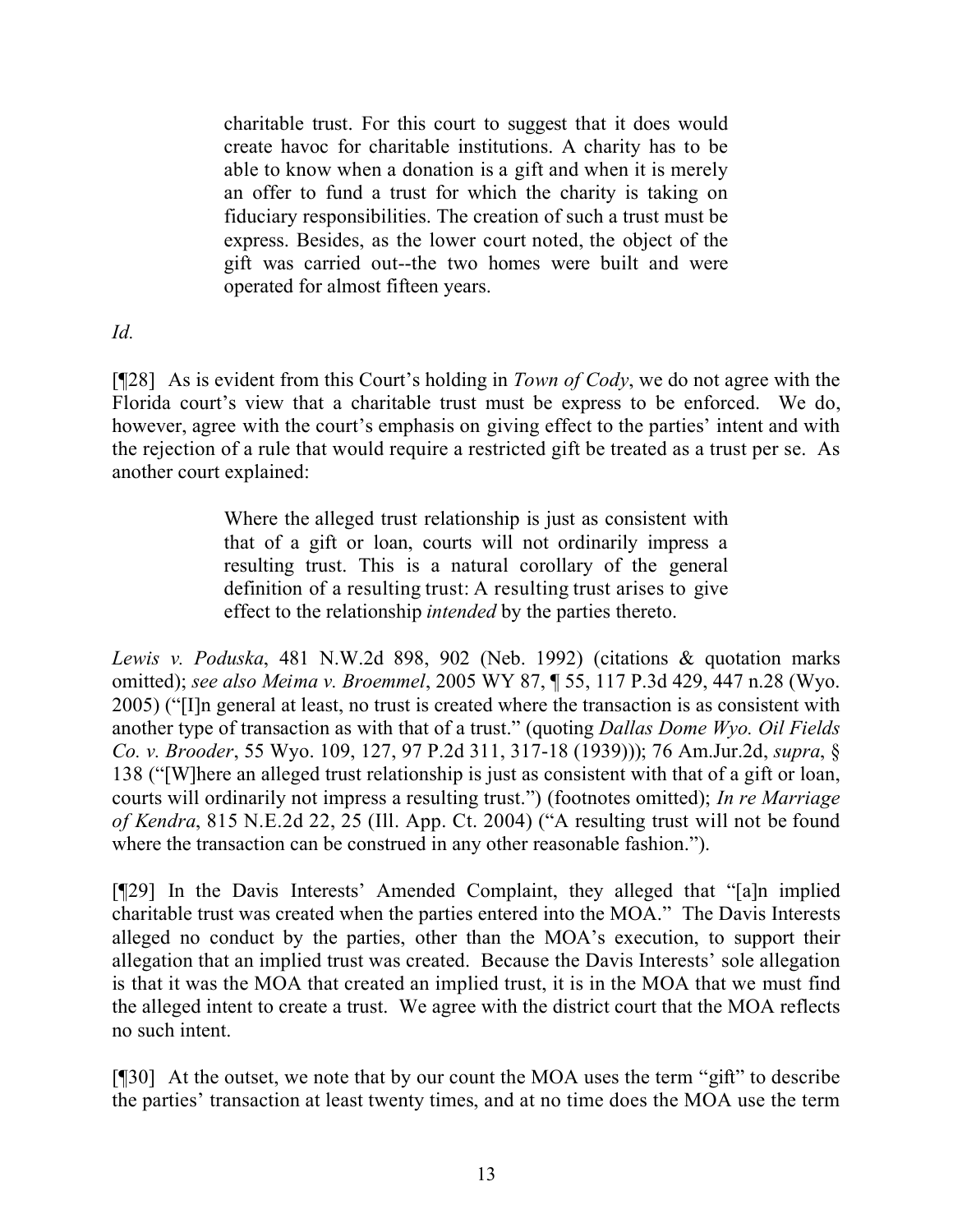> charitable trust. For this court to suggest that it does would create havoc for charitable institutions. A charity has to be able to know when a donation is a gift and when it is merely an offer to fund a trust for which the charity is taking on fiduciary responsibilities. The creation of such a trust must be express. Besides, as the lower court noted, the object of the gift was carried out--the two homes were built and were operated for almost fifteen years.

*Id.*

[¶28] As is evident from this Court's holding in *Town of Cody*, we do not agree with the Florida court's view that a charitable trust must be express to be enforced. We do, however, agree with the court's emphasis on giving effect to the parties' intent and with the rejection of a rule that would require a restricted gift be treated as a trust per se. As another court explained:

> Where the alleged trust relationship is just as consistent with that of a gift or loan, courts will not ordinarily impress a resulting trust. This is a natural corollary of the general definition of a resulting trust: A resulting trust arises to give effect to the relationship *intended* by the parties thereto.

*Lewis v. Poduska*, 481 N.W.2d 898, 902 (Neb. 1992) (citations & quotation marks omitted); *see also Meima v. Broemmel*, 2005 WY 87, ¶ 55, 117 P.3d 429, 447 n.28 (Wyo. 2005) ("[I]n general at least, no trust is created where the transaction is as consistent with another type of transaction as with that of a trust." (quoting *Dallas Dome Wyo. Oil Fields Co. v. Brooder*, 55 Wyo. 109, 127, 97 P.2d 311, 317-18 (1939))); 76 Am.Jur.2d, *supra*, § 138 ("[W]here an alleged trust relationship is just as consistent with that of a gift or loan, courts will ordinarily not impress a resulting trust.") (footnotes omitted); *In re Marriage of Kendra*, 815 N.E.2d 22, 25 (Ill. App. Ct. 2004) ("A resulting trust will not be found where the transaction can be construed in any other reasonable fashion.").

[¶29] In the Davis Interests' Amended Complaint, they alleged that "[a]n implied charitable trust was created when the parties entered into the MOA." The Davis Interests alleged no conduct by the parties, other than the MOA's execution, to support their allegation that an implied trust was created. Because the Davis Interests' sole allegation is that it was the MOA that created an implied trust, it is in the MOA that we must find the alleged intent to create a trust. We agree with the district court that the MOA reflects no such intent.

[¶30] At the outset, we note that by our count the MOA uses the term "gift" to describe the parties' transaction at least twenty times, and at no time does the MOA use the term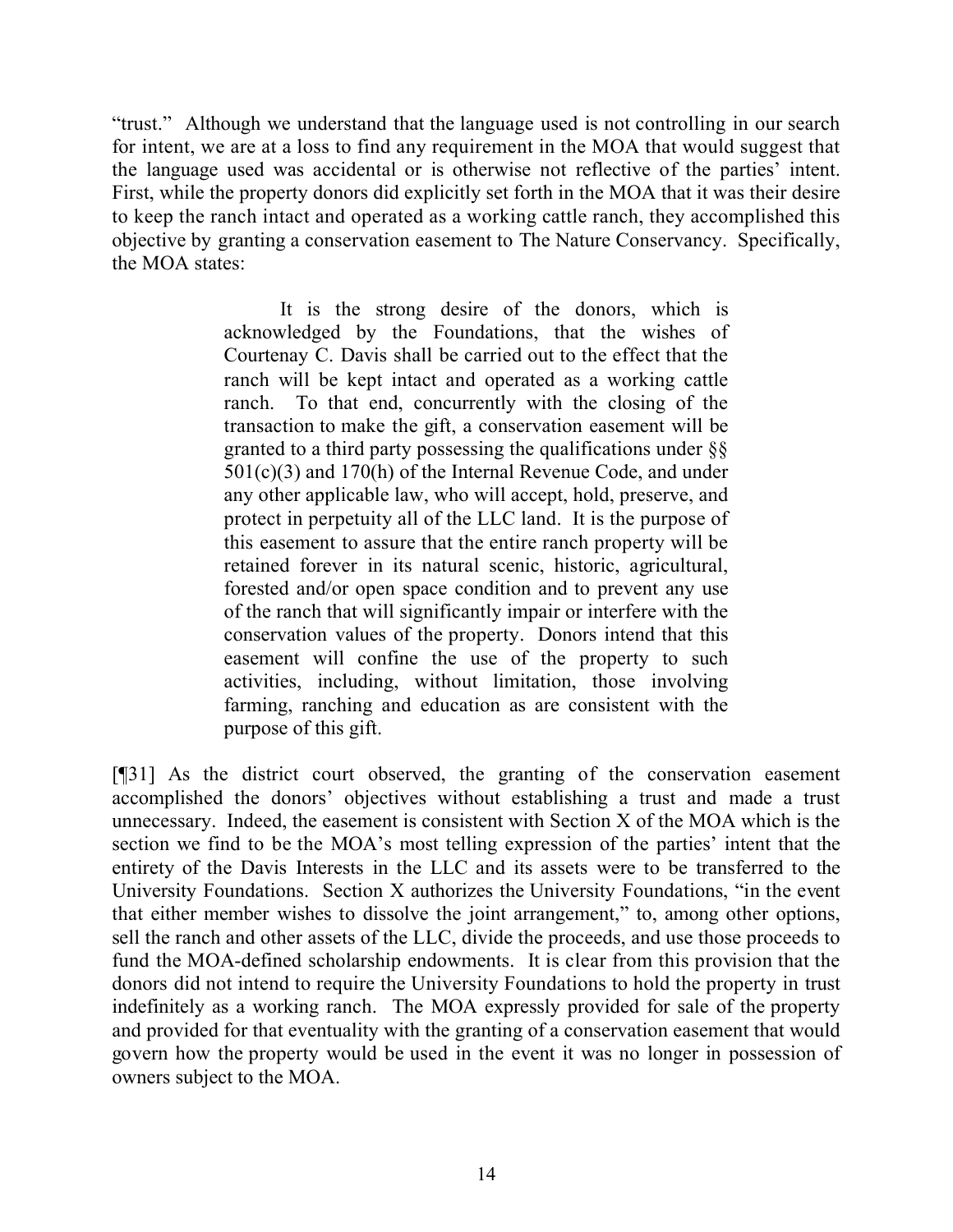"trust." Although we understand that the language used is not controlling in our search for intent, we are at a loss to find any requirement in the MOA that would suggest that the language used was accidental or is otherwise not reflective of the parties' intent. First, while the property donors did explicitly set forth in the MOA that it was their desire to keep the ranch intact and operated as a working cattle ranch, they accomplished this objective by granting a conservation easement to The Nature Conservancy. Specifically, the MOA states:

> It is the strong desire of the donors, which is acknowledged by the Foundations, that the wishes of Courtenay C. Davis shall be carried out to the effect that the ranch will be kept intact and operated as a working cattle ranch. To that end, concurrently with the closing of the transaction to make the gift, a conservation easement will be granted to a third party possessing the qualifications under §§ 501(c)(3) and 170(h) of the Internal Revenue Code, and under any other applicable law, who will accept, hold, preserve, and protect in perpetuity all of the LLC land. It is the purpose of this easement to assure that the entire ranch property will be retained forever in its natural scenic, historic, agricultural, forested and/or open space condition and to prevent any use of the ranch that will significantly impair or interfere with the conservation values of the property. Donors intend that this easement will confine the use of the property to such activities, including, without limitation, those involving farming, ranching and education as are consistent with the purpose of this gift.

[¶31] As the district court observed, the granting of the conservation easement accomplished the donors' objectives without establishing a trust and made a trust unnecessary. Indeed, the easement is consistent with Section X of the MOA which is the section we find to be the MOA's most telling expression of the parties' intent that the entirety of the Davis Interests in the LLC and its assets were to be transferred to the University Foundations. Section X authorizes the University Foundations, "in the event that either member wishes to dissolve the joint arrangement," to, among other options, sell the ranch and other assets of the LLC, divide the proceeds, and use those proceeds to fund the MOA-defined scholarship endowments. It is clear from this provision that the donors did not intend to require the University Foundations to hold the property in trust indefinitely as a working ranch. The MOA expressly provided for sale of the property and provided for that eventuality with the granting of a conservation easement that would govern how the property would be used in the event it was no longer in possession of owners subject to the MOA.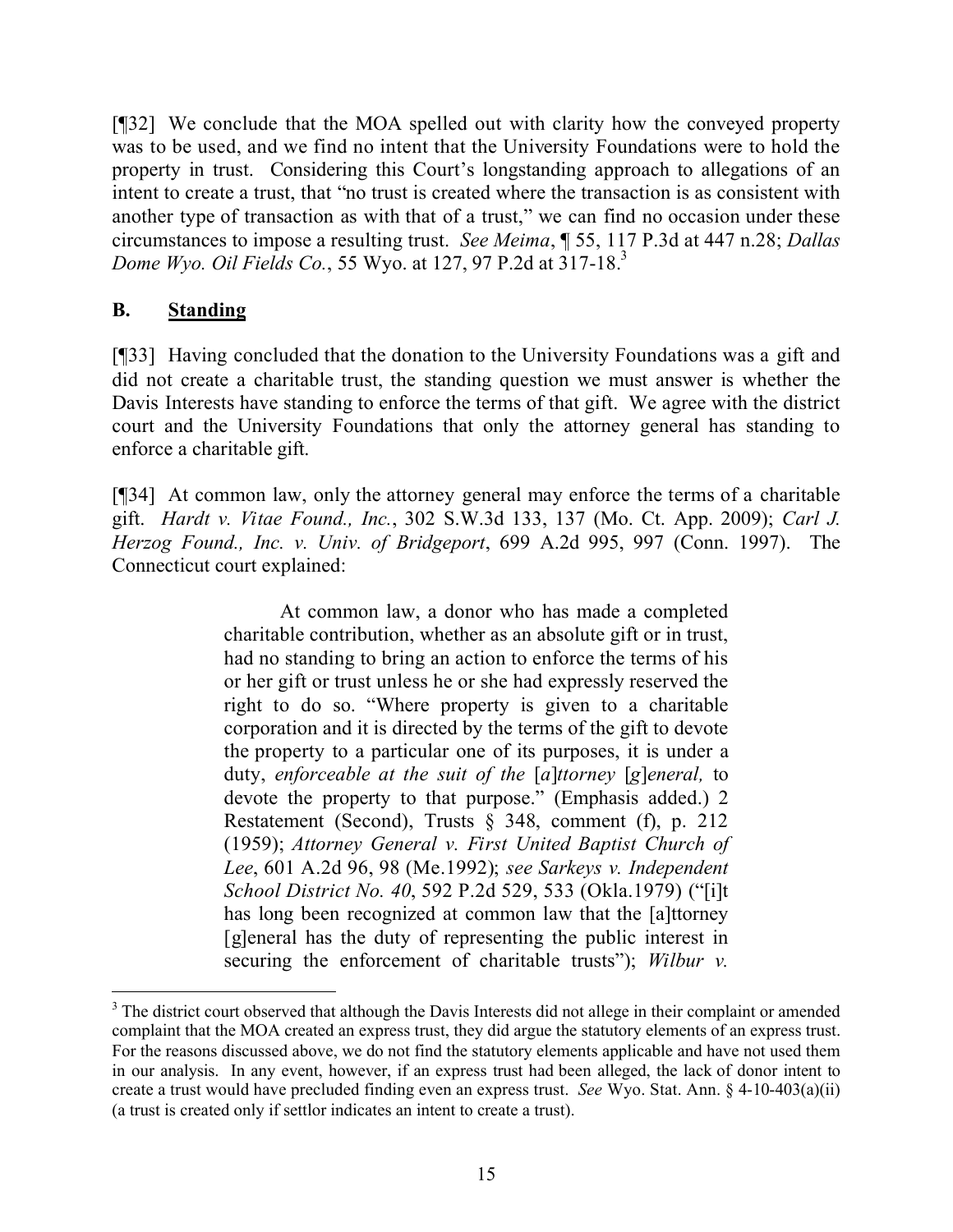[¶32] We conclude that the MOA spelled out with clarity how the conveyed property was to be used, and we find no intent that the University Foundations were to hold the property in trust. Considering this Court's longstanding approach to allegations of an intent to create a trust, that "no trust is created where the transaction is as consistent with another type of transaction as with that of a trust," we can find no occasion under these circumstances to impose a resulting trust. *See Meima*, ¶ 55, 117 P.3d at 447 n.28; *Dallas Dome Wyo. Oil Fields Co.*, 55 Wyo. at 127, 97 P.2d at 317-18.[3]

## B. Standing

[¶33] Having concluded that the donation to the University Foundations was a gift and did not create a charitable trust, the standing question we must answer is whether the Davis Interests have standing to enforce the terms of that gift. We agree with the district court and the University Foundations that only the attorney general has standing to enforce a charitable gift.

[¶34] At common law, only the attorney general may enforce the terms of a charitable gift. *Hardt v. Vitae Found., Inc.*, 302 S.W.3d 133, 137 (Mo. Ct. App. 2009); *Carl J. Herzog Found., Inc. v. Univ. of Bridgeport*, 699 A.2d 995, 997 (Conn. 1997). The Connecticut court explained:

> At common law, a donor who has made a completed charitable contribution, whether as an absolute gift or in trust, had no standing to bring an action to enforce the terms of his or her gift or trust unless he or she had expressly reserved the right to do so. "Where property is given to a charitable corporation and it is directed by the terms of the gift to devote the property to a particular one of its purposes, it is under a duty, *enforceable at the suit of the* [*a*]*ttorney* [*g*]*eneral,* to devote the property to that purpose." (Emphasis added.) 2 Restatement (Second), Trusts § 348, comment (f), p. 212 (1959); *Attorney General v. First United Baptist Church of Lee*, 601 A.2d 96, 98 (Me.1992); *see Sarkeys v. Independent School District No. 40*, 592 P.2d 529, 533 (Okla.1979) ("[i]t has long been recognized at common law that the [a]ttorney [g]eneral has the duty of representing the public interest in securing the enforcement of charitable trusts"); *Wilbur v.*

---

[3] The district court observed that although the Davis Interests did not allege in their complaint or amended complaint that the MOA created an express trust, they did argue the statutory elements of an express trust. For the reasons discussed above, we do not find the statutory elements applicable and have not used them in our analysis. In any event, however, if an express trust had been alleged, the lack of donor intent to create a trust would have precluded finding even an express trust. *See* Wyo. Stat. Ann. § 4-10-403(a)(ii) (a trust is created only if settlor indicates an intent to create a trust).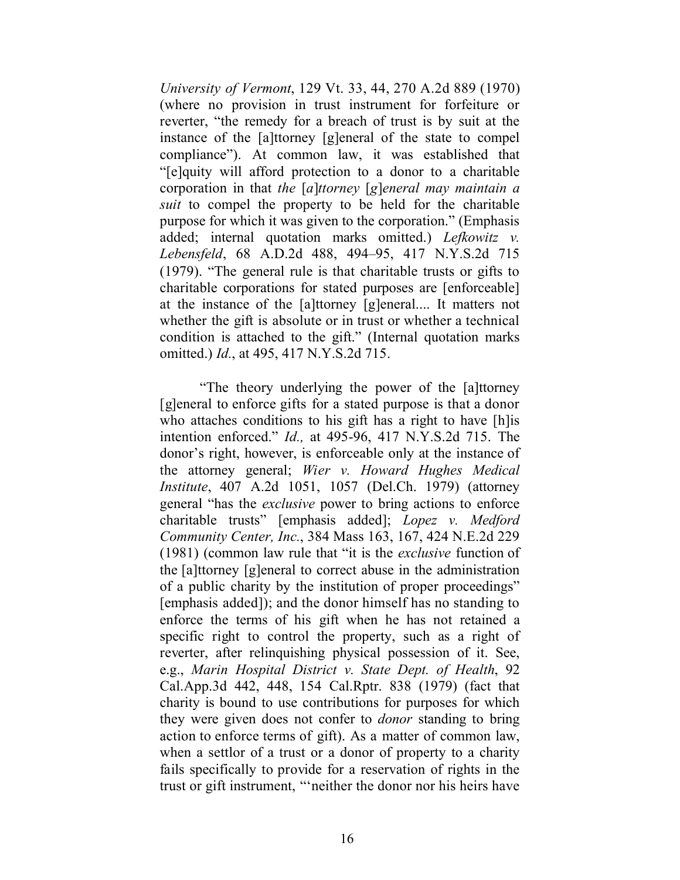*University of Vermont*, 129 Vt. 33, 44, 270 A.2d 889 (1970) (where no provision in trust instrument for forfeiture or reverter, "the remedy for a breach of trust is by suit at the instance of the [a]ttorney [g]eneral of the state to compel compliance"). At common law, it was established that "[e]quity will afford protection to a donor to a charitable corporation in that *the* [*a*]*ttorney* [*g*]*eneral may maintain a suit* to compel the property to be held for the charitable purpose for which it was given to the corporation." (Emphasis added; internal quotation marks omitted.) *Lefkowitz v. Lebensfeld*, 68 A.D.2d 488, 494–95, 417 N.Y.S.2d 715 (1979). "The general rule is that charitable trusts or gifts to charitable corporations for stated purposes are [enforceable] at the instance of the [a]ttorney [g]eneral.... It matters not whether the gift is absolute or in trust or whether a technical condition is attached to the gift." (Internal quotation marks omitted.) *Id.*, at 495, 417 N.Y.S.2d 715.

"The theory underlying the power of the [a]ttorney [g]eneral to enforce gifts for a stated purpose is that a donor who attaches conditions to his gift has a right to have [h]is intention enforced." *Id.,* at 495-96, 417 N.Y.S.2d 715. The donor's right, however, is enforceable only at the instance of the attorney general; *Wier v. Howard Hughes Medical Institute*, 407 A.2d 1051, 1057 (Del.Ch. 1979) (attorney general "has the *exclusive* power to bring actions to enforce charitable trusts" [emphasis added]; *Lopez v. Medford Community Center, Inc.*, 384 Mass 163, 167, 424 N.E.2d 229 (1981) (common law rule that "it is the *exclusive* function of the [a]ttorney [g]eneral to correct abuse in the administration of a public charity by the institution of proper proceedings" [emphasis added]); and the donor himself has no standing to enforce the terms of his gift when he has not retained a specific right to control the property, such as a right of reverter, after relinquishing physical possession of it. See, e.g., *Marin Hospital District v. State Dept. of Health*, 92 Cal.App.3d 442, 448, 154 Cal.Rptr. 838 (1979) (fact that charity is bound to use contributions for purposes for which they were given does not confer to *donor* standing to bring action to enforce terms of gift). As a matter of common law, when a settlor of a trust or a donor of property to a charity fails specifically to provide for a reservation of rights in the trust or gift instrument, "'neither the donor nor his heirs have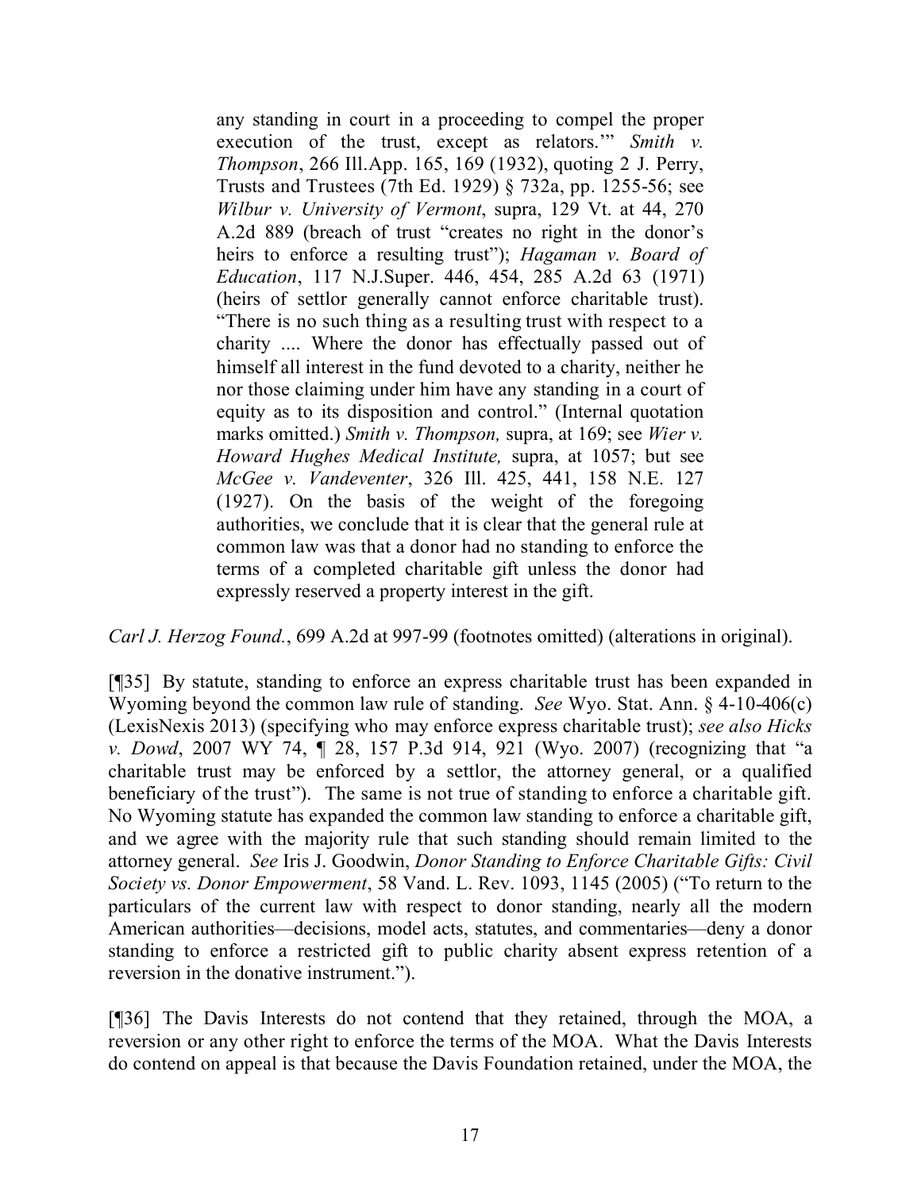any standing in court in a proceeding to compel the proper execution of the trust, except as relators.'" *Smith v. Thompson*, 266 Ill.App. 165, 169 (1932), quoting 2 J. Perry, Trusts and Trustees (7th Ed. 1929) § 732a, pp. 1255-56; see *Wilbur v. University of Vermont*, supra, 129 Vt. at 44, 270 A.2d 889 (breach of trust "creates no right in the donor's heirs to enforce a resulting trust"); *Hagaman v. Board of Education*, 117 N.J.Super. 446, 454, 285 A.2d 63 (1971) (heirs of settlor generally cannot enforce charitable trust). "There is no such thing as a resulting trust with respect to a charity .... Where the donor has effectually passed out of himself all interest in the fund devoted to a charity, neither he nor those claiming under him have any standing in a court of equity as to its disposition and control." (Internal quotation marks omitted.) *Smith v. Thompson,* supra, at 169; see *Wier v. Howard Hughes Medical Institute,* supra, at 1057; but see *McGee v. Vandeventer*, 326 Ill. 425, 441, 158 N.E. 127 (1927). On the basis of the weight of the foregoing authorities, we conclude that it is clear that the general rule at common law was that a donor had no standing to enforce the terms of a completed charitable gift unless the donor had expressly reserved a property interest in the gift.

*Carl J. Herzog Found.*, 699 A.2d at 997-99 (footnotes omitted) (alterations in original).

[¶35] By statute, standing to enforce an express charitable trust has been expanded in Wyoming beyond the common law rule of standing. *See* Wyo. Stat. Ann. § 4-10-406(c) (LexisNexis 2013) (specifying who may enforce express charitable trust); *see also Hicks v. Dowd*, 2007 WY 74, ¶ 28, 157 P.3d 914, 921 (Wyo. 2007) (recognizing that "a charitable trust may be enforced by a settlor, the attorney general, or a qualified beneficiary of the trust"). The same is not true of standing to enforce a charitable gift. No Wyoming statute has expanded the common law standing to enforce a charitable gift, and we agree with the majority rule that such standing should remain limited to the attorney general. *See* Iris J. Goodwin, *Donor Standing to Enforce Charitable Gifts: Civil Society vs. Donor Empowerment*, 58 Vand. L. Rev. 1093, 1145 (2005) ("To return to the particulars of the current law with respect to donor standing, nearly all the modern American authorities—decisions, model acts, statutes, and commentaries—deny a donor standing to enforce a restricted gift to public charity absent express retention of a reversion in the donative instrument.").

[¶36] The Davis Interests do not contend that they retained, through the MOA, a reversion or any other right to enforce the terms of the MOA. What the Davis Interests do contend on appeal is that because the Davis Foundation retained, under the MOA, the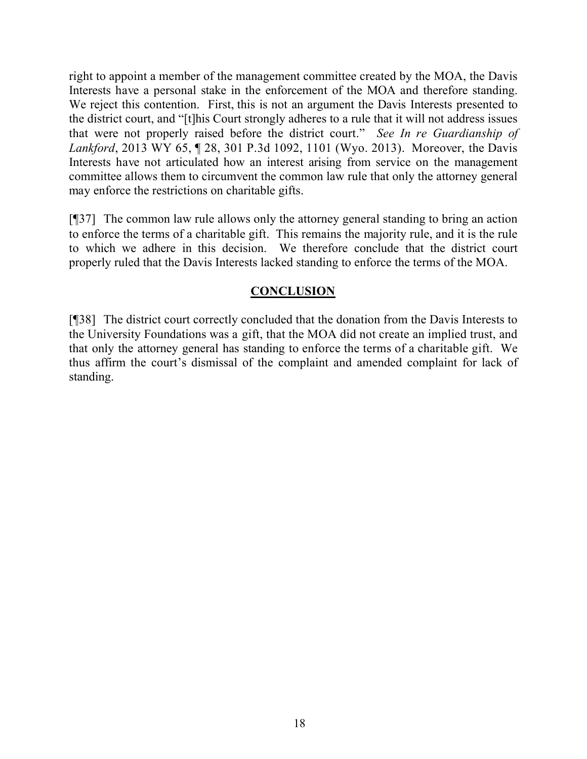right to appoint a member of the management committee created by the MOA, the Davis Interests have a personal stake in the enforcement of the MOA and therefore standing. We reject this contention. First, this is not an argument the Davis Interests presented to the district court, and "[t]his Court strongly adheres to a rule that it will not address issues that were not properly raised before the district court." *See In re Guardianship of Lankford*, 2013 WY 65, ¶ 28, 301 P.3d 1092, 1101 (Wyo. 2013). Moreover, the Davis Interests have not articulated how an interest arising from service on the management committee allows them to circumvent the common law rule that only the attorney general may enforce the restrictions on charitable gifts.

[¶37] The common law rule allows only the attorney general standing to bring an action to enforce the terms of a charitable gift. This remains the majority rule, and it is the rule to which we adhere in this decision. We therefore conclude that the district court properly ruled that the Davis Interests lacked standing to enforce the terms of the MOA.

## CONCLUSION

[¶38] The district court correctly concluded that the donation from the Davis Interests to the University Foundations was a gift, that the MOA did not create an implied trust, and that only the attorney general has standing to enforce the terms of a charitable gift. We thus affirm the court's dismissal of the complaint and amended complaint for lack of standing.